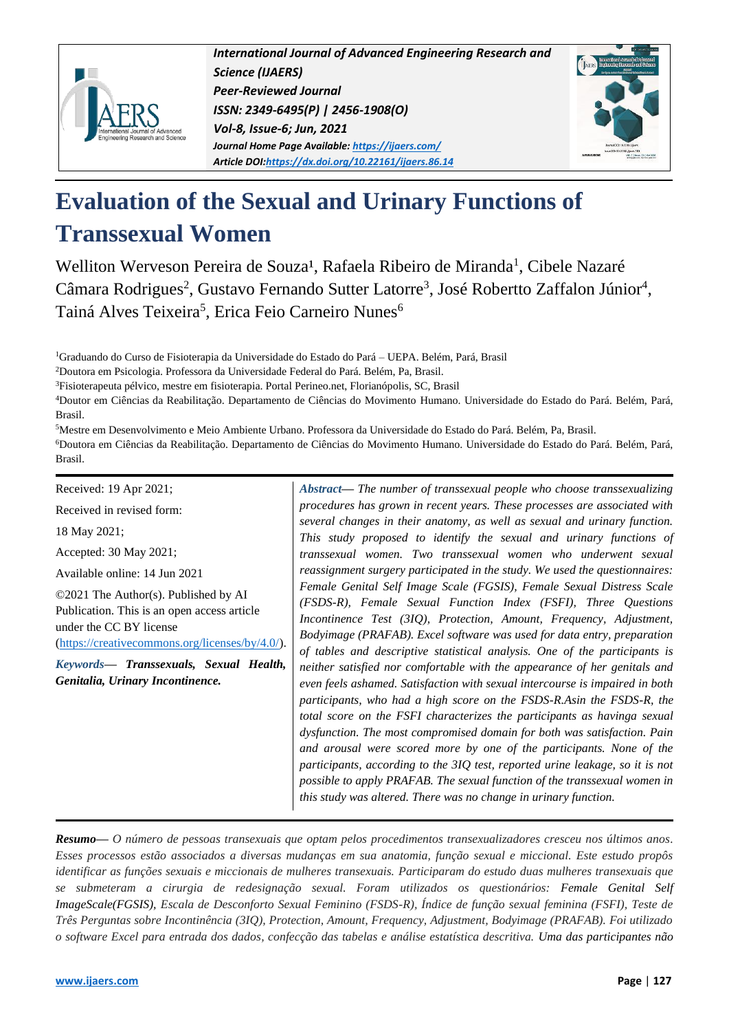# Evaluation of the Sexual and Urinary Functions of Transsexual Women

Welliton Werveson Pereira de Souza[1], Rafaela Ribeiro de Miranda[1], Cibele Nazaré Câmara Rodrigues[2], Gustavo Fernando Sutter Latorre[3], José Robertto Zaffalon Júnior[4], Tainá Alves Teixeira[5], Erica Feio Carneiro Nunes[6]

[1]Graduando do Curso de Fisioterapia da Universidade do Estado do Pará – UEPA. Belém, Pará, Brasil

[2]Doutora em Psicologia. Professora da Universidade Federal do Pará. Belém, Pa, Brasil.

[3]Fisioterapeuta pélvico, mestre em fisioterapia. Portal Perineo.net, Florianópolis, SC, Brasil

[4]Doutor em Ciências da Reabilitação. Departamento de Ciências do Movimento Humano. Universidade do Estado do Pará. Belém, Pará, Brasil.

[5]Mestre em Desenvolvimento e Meio Ambiente Urbano. Professora da Universidade do Estado do Pará. Belém, Pa, Brasil.

[6]Doutora em Ciências da Reabilitação. Departamento de Ciências do Movimento Humano. Universidade do Estado do Pará. Belém, Pará, Brasil.

Received: 19 Apr 2021;

Received in revised form:

18 May 2021;

Accepted: 30 May 2021;

Available online: 14 Jun 2021

©2021 The Author(s). Published by AI Publication. This is an open access article under the CC BY license (https://creativecommons.org/licenses/by/4.0/).

***Keywords*— Transsexuals, Sexual Health, Genitalia, Urinary Incontinence.**

***Abstract*— *The number of transsexual people who choose transsexualizing procedures has grown in recent years. These processes are associated with several changes in their anatomy, as well as sexual and urinary function. This study proposed to identify the sexual and urinary functions of transsexual women. Two transsexual women who underwent sexual reassignment surgery participated in the study. We used the questionnaires: Female Genital Self Image Scale (FGSIS), Female Sexual Distress Scale (FSDS-R), Female Sexual Function Index (FSFI), Three Questions Incontinence Test (3IQ), Protection, Amount, Frequency, Adjustment, Bodyimage (PRAFAB). Excel software was used for data entry, preparation of tables and descriptive statistical analysis. One of the participants is neither satisfied nor comfortable with the appearance of her genitals and even feels ashamed. Satisfaction with sexual intercourse is impaired in both participants, who had a high score on the FSDS-R.Asin the FSDS-R, the total score on the FSFI characterizes the participants as havinga sexual dysfunction. The most compromised domain for both was satisfaction. Pain and arousal were scored more by one of the participants. None of the participants, according to the 3IQ test, reported urine leakage, so it is not possible to apply PRAFAB. The sexual function of the transsexual women in this study was altered. There was no change in urinary function.*

***Resumo*— *O número de pessoas transexuais que optam pelos procedimentos transexualizadores cresceu nos últimos anos. Esses processos estão associados a diversas mudanças em sua anatomia, função sexual e miccional. Este estudo propôs identificar as funções sexuais e miccionais de mulheres transexuais. Participaram do estudo duas mulheres transexuais que se submeteram a cirurgia de redesignação sexual. Foram utilizados os questionários: Female Genital Self ImageScale(FGSIS), Escala de Desconforto Sexual Feminino (FSDS-R), Índice de função sexual feminina (FSFI), Teste de Três Perguntas sobre Incontinência (3IQ), Protection, Amount, Frequency, Adjustment, Bodyimage (PRAFAB). Foi utilizado o software Excel para entrada dos dados, confecção das tabelas e análise estatística descritiva. Uma das participantes não*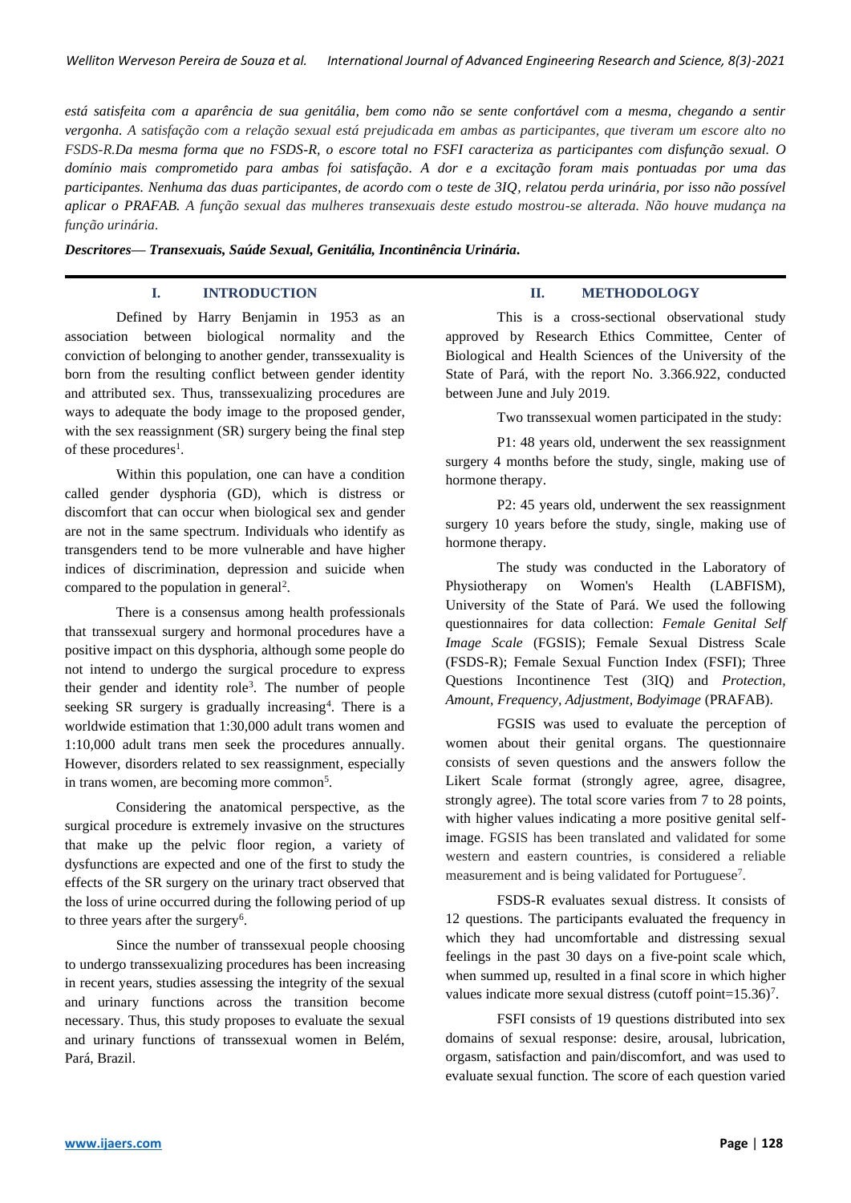*está satisfeita com a aparência de sua genitália, bem como não se sente confortável com a mesma, chegando a sentir vergonha. A satisfação com a relação sexual está prejudicada em ambas as participantes, que tiveram um escore alto no FSDS-R.Da mesma forma que no FSDS-R, o escore total no FSFI caracteriza as participantes com disfunção sexual. O domínio mais comprometido para ambas foi satisfação. A dor e a excitação foram mais pontuadas por uma das participantes. Nenhuma das duas participantes, de acordo com o teste de 3IQ, relatou perda urinária, por isso não possível aplicar o PRAFAB. A função sexual das mulheres transexuais deste estudo mostrou-se alterada. Não houve mudança na função urinária.*

***Descritores— Transexuais, Saúde Sexual, Genitália, Incontinência Urinária.***

## I. INTRODUCTION

Defined by Harry Benjamin in 1953 as an association between biological normality and the conviction of belonging to another gender, transsexuality is born from the resulting conflict between gender identity and attributed sex. Thus, transsexualizing procedures are ways to adequate the body image to the proposed gender, with the sex reassignment (SR) surgery being the final step of these procedures[1].

Within this population, one can have a condition called gender dysphoria (GD), which is distress or discomfort that can occur when biological sex and gender are not in the same spectrum. Individuals who identify as transgenders tend to be more vulnerable and have higher indices of discrimination, depression and suicide when compared to the population in general[2].

There is a consensus among health professionals that transsexual surgery and hormonal procedures have a positive impact on this dysphoria, although some people do not intend to undergo the surgical procedure to express their gender and identity role[3]. The number of people seeking SR surgery is gradually increasing[4]. There is a worldwide estimation that 1:30,000 adult trans women and 1:10,000 adult trans men seek the procedures annually. However, disorders related to sex reassignment, especially in trans women, are becoming more common[5].

Considering the anatomical perspective, as the surgical procedure is extremely invasive on the structures that make up the pelvic floor region, a variety of dysfunctions are expected and one of the first to study the effects of the SR surgery on the urinary tract observed that the loss of urine occurred during the following period of up to three years after the surgery[6].

Since the number of transsexual people choosing to undergo transsexualizing procedures has been increasing in recent years, studies assessing the integrity of the sexual and urinary functions across the transition become necessary. Thus, this study proposes to evaluate the sexual and urinary functions of transsexual women in Belém, Pará, Brazil.

## II. METHODOLOGY

This is a cross-sectional observational study approved by Research Ethics Committee, Center of Biological and Health Sciences of the University of the State of Pará, with the report No. 3.366.922, conducted between June and July 2019.

Two transsexual women participated in the study:

P1: 48 years old, underwent the sex reassignment surgery 4 months before the study, single, making use of hormone therapy.

P2: 45 years old, underwent the sex reassignment surgery 10 years before the study, single, making use of hormone therapy.

The study was conducted in the Laboratory of Physiotherapy on Women's Health (LABFISM), University of the State of Pará. We used the following questionnaires for data collection: *Female Genital Self Image Scale* (FGSIS); Female Sexual Distress Scale (FSDS-R); Female Sexual Function Index (FSFI); Three Questions Incontinence Test (3IQ) and *Protection, Amount, Frequency, Adjustment, Bodyimage* (PRAFAB).

FGSIS was used to evaluate the perception of women about their genital organs. The questionnaire consists of seven questions and the answers follow the Likert Scale format (strongly agree, agree, disagree, strongly agree). The total score varies from 7 to 28 points, with higher values indicating a more positive genital self-image. FGSIS has been translated and validated for some western and eastern countries, is considered a reliable measurement and is being validated for Portuguese[7].

FSDS-R evaluates sexual distress. It consists of 12 questions. The participants evaluated the frequency in which they had uncomfortable and distressing sexual feelings in the past 30 days on a five-point scale which, when summed up, resulted in a final score in which higher values indicate more sexual distress (cutoff point=15.36)[7].

FSFI consists of 19 questions distributed into sex domains of sexual response: desire, arousal, lubrication, orgasm, satisfaction and pain/discomfort, and was used to evaluate sexual function. The score of each question varied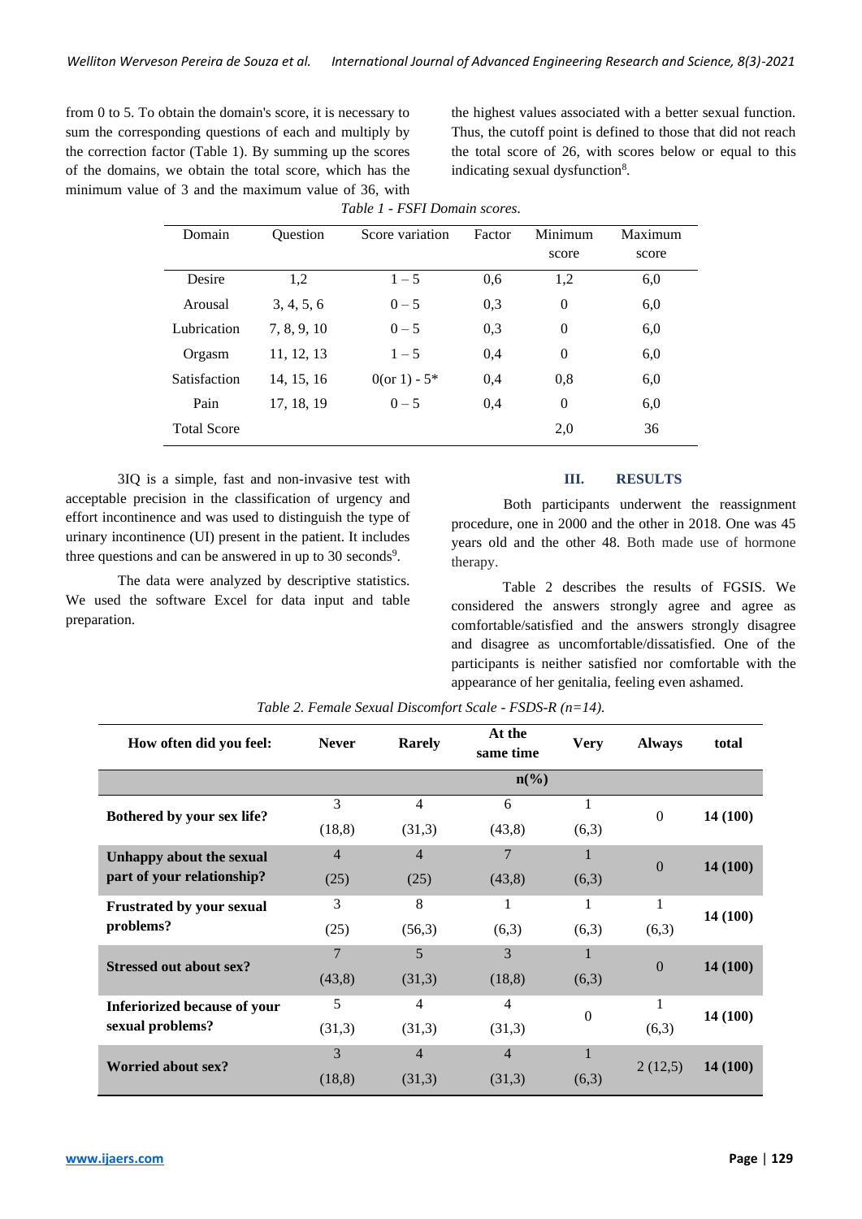from 0 to 5. To obtain the domain's score, it is necessary to sum the corresponding questions of each and multiply by the correction factor (Table 1). By summing up the scores of the domains, we obtain the total score, which has the minimum value of 3 and the maximum value of 36, with the highest values associated with a better sexual function. Thus, the cutoff point is defined to those that did not reach the total score of 26, with scores below or equal to this indicating sexual dysfunction[8].

*Table 1 - FSFI Domain scores.*

| Domain | Question | Score variation | Factor | Minimum score | Maximum score |
|---|---|---|---|---|---|
| Desire | 1,2 | 1 – 5 | 0,6 | 1,2 | 6,0 |
| Arousal | 3, 4, 5, 6 | 0 – 5 | 0,3 | 0 | 6,0 |
| Lubrication | 7, 8, 9, 10 | 0 – 5 | 0,3 | 0 | 6,0 |
| Orgasm | 11, 12, 13 | 1 – 5 | 0,4 | 0 | 6,0 |
| Satisfaction | 14, 15, 16 | 0(or 1) - 5* | 0,4 | 0,8 | 6,0 |
| Pain | 17, 18, 19 | 0 – 5 | 0,4 | 0 | 6,0 |
| Total Score | | | | 2,0 | 36 |

3IQ is a simple, fast and non-invasive test with acceptable precision in the classification of urgency and effort incontinence and was used to distinguish the type of urinary incontinence (UI) present in the patient. It includes three questions and can be answered in up to 30 seconds[9].

The data were analyzed by descriptive statistics. We used the software Excel for data input and table preparation.

## III. RESULTS

Both participants underwent the reassignment procedure, one in 2000 and the other in 2018. One was 45 years old and the other 48. Both made use of hormone therapy.

Table 2 describes the results of FGSIS. We considered the answers strongly agree and agree as comfortable/satisfied and the answers strongly disagree and disagree as uncomfortable/dissatisfied. One of the participants is neither satisfied nor comfortable with the appearance of her genitalia, feeling even ashamed.

*Table 2. Female Sexual Discomfort Scale - FSDS-R (n=14).*

| How often did you feel: | Never | Rarely | At the same time | Very | Always | total |
|---|---|---|---|---|---|---|
| | n(%) | | | | | |
| **Bothered by your sex life?** | 3 (18,8) | 4 (31,3) | 6 (43,8) | 1 (6,3) | 0 | **14 (100)** |
| **Unhappy about the sexual part of your relationship?** | 4 (25) | 4 (25) | 7 (43,8) | 1 (6,3) | 0 | **14 (100)** |
| **Frustrated by your sexual problems?** | 3 (25) | 8 (56,3) | 1 (6,3) | 1 (6,3) | 1 (6,3) | **14 (100)** |
| **Stressed out about sex?** | 7 (43,8) | 5 (31,3) | 3 (18,8) | 1 (6,3) | 0 | **14 (100)** |
| **Inferiorized because of your sexual problems?** | 5 (31,3) | 4 (31,3) | 4 (31,3) | 0 | 1 (6,3) | **14 (100)** |
| **Worried about sex?** | 3 (18,8) | 4 (31,3) | 4 (31,3) | 1 (6,3) | 2 (12,5) | **14 (100)** |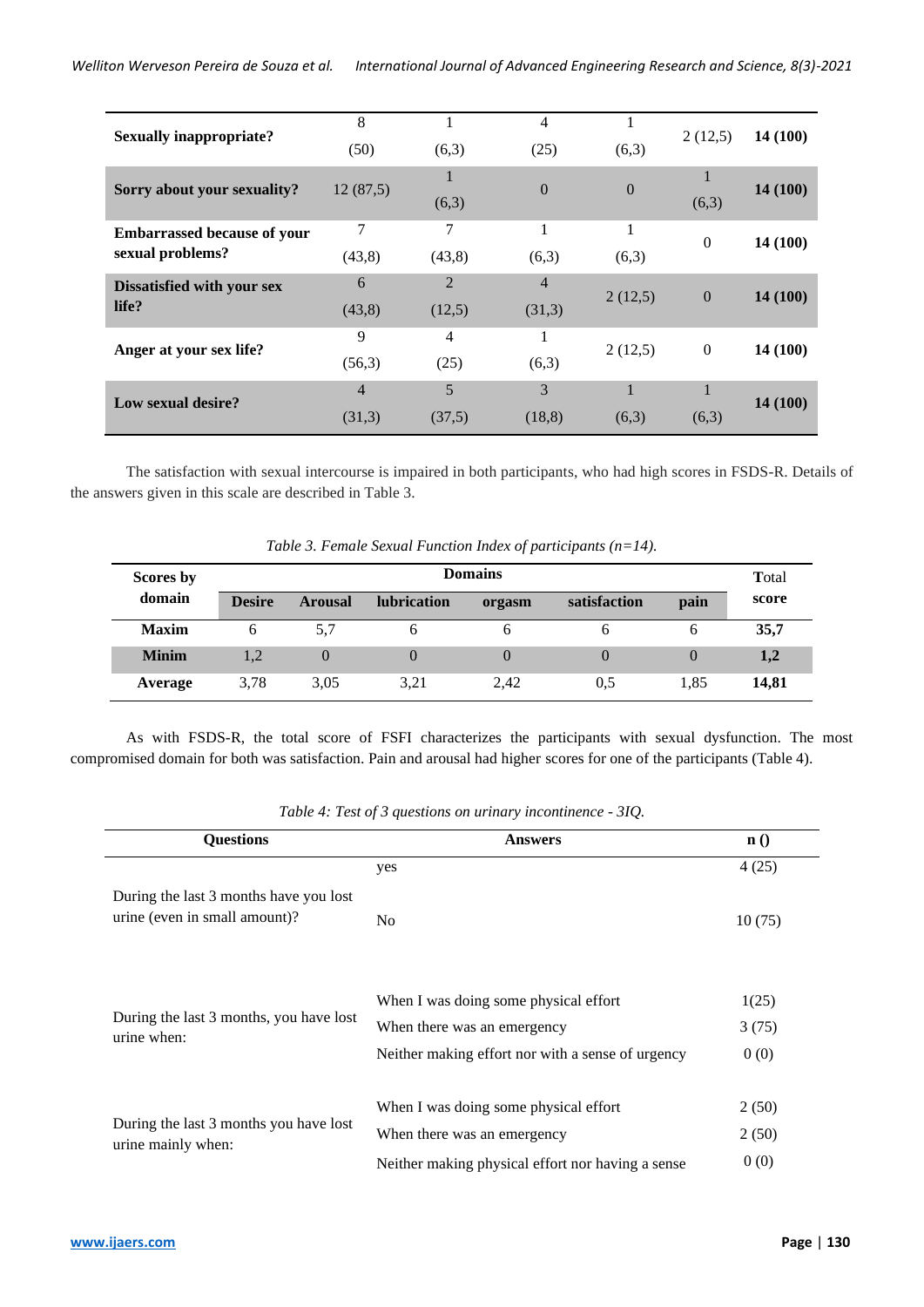| | | | | | | |
|---|---|---|---|---|---|---|
| **Sexually inappropriate?** | 8 (50) | 1 (6,3) | 4 (25) | 1 (6,3) | 2 (12,5) | **14 (100)** |
| **Sorry about your sexuality?** | 12 (87,5) | 1 (6,3) | 0 | 0 | 1 (6,3) | **14 (100)** |
| **Embarrassed because of your sexual problems?** | 7 (43,8) | 7 (43,8) | 1 (6,3) | 1 (6,3) | 0 | **14 (100)** |
| **Dissatisfied with your sex life?** | 6 (43,8) | 2 (12,5) | 4 (31,3) | 2 (12,5) | 0 | **14 (100)** |
| **Anger at your sex life?** | 9 (56,3) | 4 (25) | 1 (6,3) | 2 (12,5) | 0 | **14 (100)** |
| **Low sexual desire?** | 4 (31,3) | 5 (37,5) | 3 (18,8) | 1 (6,3) | 1 (6,3) | **14 (100)** |

The satisfaction with sexual intercourse is impaired in both participants, who had high scores in FSDS-R. Details of the answers given in this scale are described in Table 3.

*Table 3. Female Sexual Function Index of participants (n=14).*

| **Scores by domain** | **Domains** | | | | | | **Total score** |
|---|---|---|---|---|---|---|---|
| | **Desire** | **Arousal** | **lubrication** | **orgasm** | **satisfaction** | **pain** | |
| **Maxim** | 6 | 5,7 | 6 | 6 | 6 | 6 | **35,7** |
| **Minim** | 1,2 | 0 | 0 | 0 | 0 | 0 | **1,2** |
| **Average** | 3,78 | 3,05 | 3,21 | 2,42 | 0,5 | 1,85 | **14,81** |

As with FSDS-R, the total score of FSFI characterizes the participants with sexual dysfunction. The most compromised domain for both was satisfaction. Pain and arousal had higher scores for one of the participants (Table 4).

*Table 4: Test of 3 questions on urinary incontinence - 3IQ.*

| **Questions** | **Answers** | **n ()** |
|---|---|---|
| During the last 3 months have you lost urine (even in small amount)? | yes | 4 (25) |
| | No | 10 (75) |
| During the last 3 months, you have lost urine when: | When I was doing some physical effort | 1(25) |
| | When there was an emergency | 3 (75) |
| | Neither making effort nor with a sense of urgency | 0 (0) |
| During the last 3 months you have lost urine mainly when: | When I was doing some physical effort | 2 (50) |
| | When there was an emergency | 2 (50) |
| | Neither making physical effort nor having a sense | 0 (0) |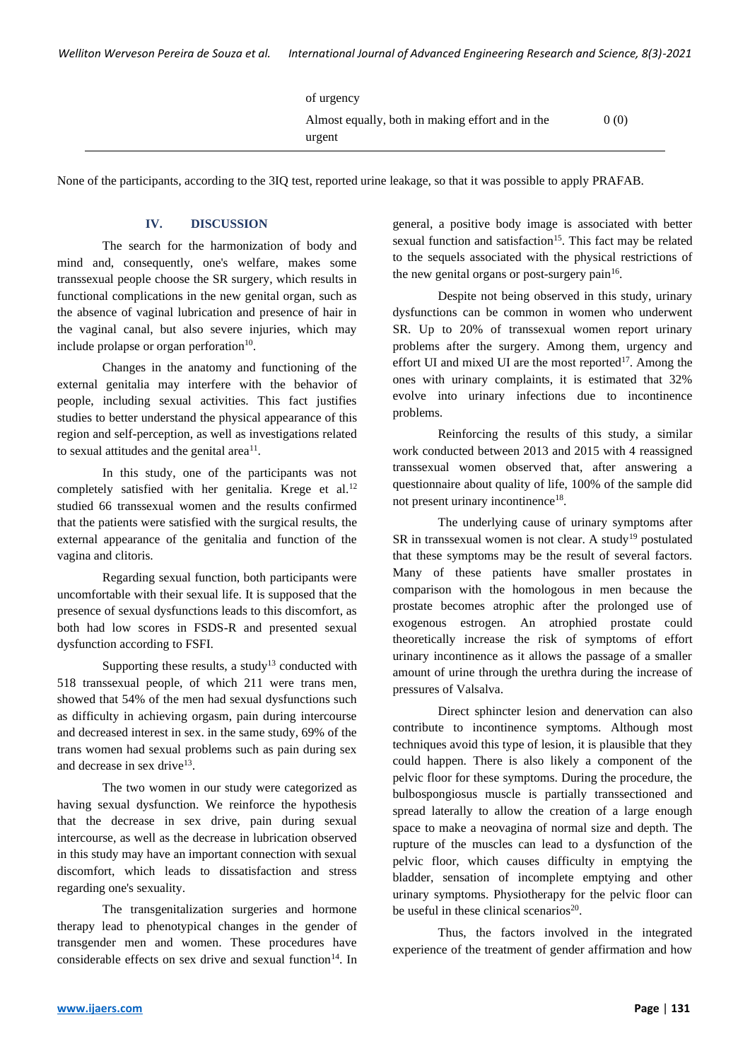| | | |
|---|---|---|
| | of urgency | |
| | Almost equally, both in making effort and in the urgent | 0 (0) |

None of the participants, according to the 3IQ test, reported urine leakage, so that it was possible to apply PRAFAB.

## IV. DISCUSSION

The search for the harmonization of body and mind and, consequently, one's welfare, makes some transsexual people choose the SR surgery, which results in functional complications in the new genital organ, such as the absence of vaginal lubrication and presence of hair in the vaginal canal, but also severe injuries, which may include prolapse or organ perforation[10].

Changes in the anatomy and functioning of the external genitalia may interfere with the behavior of people, including sexual activities. This fact justifies studies to better understand the physical appearance of this region and self-perception, as well as investigations related to sexual attitudes and the genital area[11].

In this study, one of the participants was not completely satisfied with her genitalia. Krege et al.[12] studied 66 transsexual women and the results confirmed that the patients were satisfied with the surgical results, the external appearance of the genitalia and function of the vagina and clitoris.

Regarding sexual function, both participants were uncomfortable with their sexual life. It is supposed that the presence of sexual dysfunctions leads to this discomfort, as both had low scores in FSDS-R and presented sexual dysfunction according to FSFI.

Supporting these results, a study[13] conducted with 518 transsexual people, of which 211 were trans men, showed that 54% of the men had sexual dysfunctions such as difficulty in achieving orgasm, pain during intercourse and decreased interest in sex. in the same study, 69% of the trans women had sexual problems such as pain during sex and decrease in sex drive[13].

The two women in our study were categorized as having sexual dysfunction. We reinforce the hypothesis that the decrease in sex drive, pain during sexual intercourse, as well as the decrease in lubrication observed in this study may have an important connection with sexual discomfort, which leads to dissatisfaction and stress regarding one's sexuality.

The transgenitalization surgeries and hormone therapy lead to phenotypical changes in the gender of transgender men and women. These procedures have considerable effects on sex drive and sexual function[14]. In general, a positive body image is associated with better sexual function and satisfaction[15]. This fact may be related to the sequels associated with the physical restrictions of the new genital organs or post-surgery pain[16].

Despite not being observed in this study, urinary dysfunctions can be common in women who underwent SR. Up to 20% of transsexual women report urinary problems after the surgery. Among them, urgency and effort UI and mixed UI are the most reported[17]. Among the ones with urinary complaints, it is estimated that 32% evolve into urinary infections due to incontinence problems.

Reinforcing the results of this study, a similar work conducted between 2013 and 2015 with 4 reassigned transsexual women observed that, after answering a questionnaire about quality of life, 100% of the sample did not present urinary incontinence[18].

The underlying cause of urinary symptoms after SR in transsexual women is not clear. A study[19] postulated that these symptoms may be the result of several factors. Many of these patients have smaller prostates in comparison with the homologous in men because the prostate becomes atrophic after the prolonged use of exogenous estrogen. An atrophied prostate could theoretically increase the risk of symptoms of effort urinary incontinence as it allows the passage of a smaller amount of urine through the urethra during the increase of pressures of Valsalva.

Direct sphincter lesion and denervation can also contribute to incontinence symptoms. Although most techniques avoid this type of lesion, it is plausible that they could happen. There is also likely a component of the pelvic floor for these symptoms. During the procedure, the bulbospongiosus muscle is partially transsectioned and spread laterally to allow the creation of a large enough space to make a neovagina of normal size and depth. The rupture of the muscles can lead to a dysfunction of the pelvic floor, which causes difficulty in emptying the bladder, sensation of incomplete emptying and other urinary symptoms. Physiotherapy for the pelvic floor can be useful in these clinical scenarios[20].

Thus, the factors involved in the integrated experience of the treatment of gender affirmation and how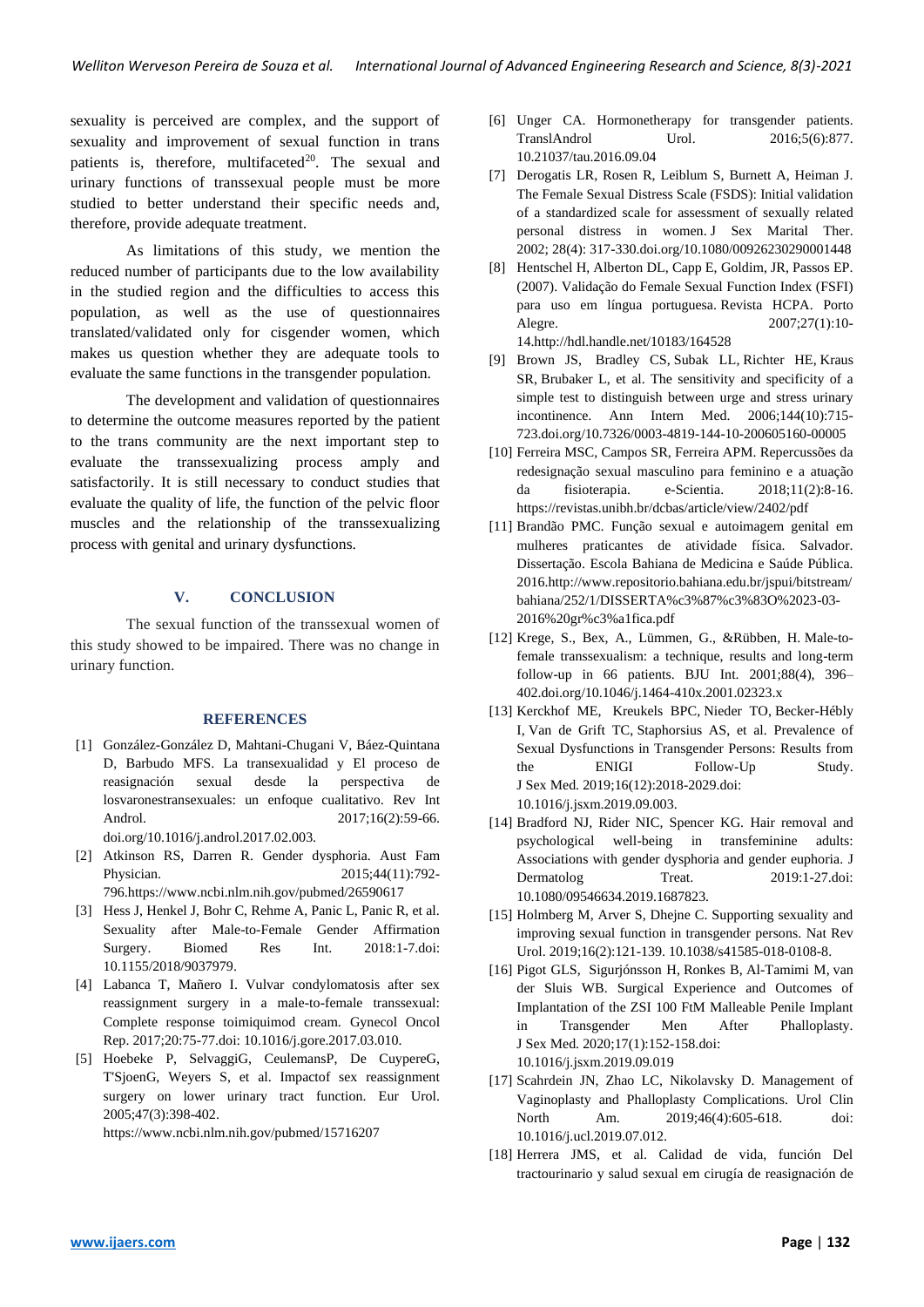sexuality is perceived are complex, and the support of sexuality and improvement of sexual function in trans patients is, therefore, multifaceted[20]. The sexual and urinary functions of transsexual people must be more studied to better understand their specific needs and, therefore, provide adequate treatment.

As limitations of this study, we mention the reduced number of participants due to the low availability in the studied region and the difficulties to access this population, as well as the use of questionnaires translated/validated only for cisgender women, which makes us question whether they are adequate tools to evaluate the same functions in the transgender population.

The development and validation of questionnaires to determine the outcome measures reported by the patient to the trans community are the next important step to evaluate the transsexualizing process amply and satisfactorily. It is still necessary to conduct studies that evaluate the quality of life, the function of the pelvic floor muscles and the relationship of the transsexualizing process with genital and urinary dysfunctions.

## V. CONCLUSION

The sexual function of the transsexual women of this study showed to be impaired. There was no change in urinary function.

## REFERENCES

[1] González-González D, Mahtani-Chugani V, Báez-Quintana D, Barbudo MFS. La transexualidad y El proceso de reasignación sexual desde la perspectiva de losvaronestransexuales: un enfoque cualitativo. Rev Int Androl. 2017;16(2):59-66. doi.org/10.1016/j.androl.2017.02.003.

[2] Atkinson RS, Darren R. Gender dysphoria. Aust Fam Physician. 2015;44(11):792-796.https://www.ncbi.nlm.nih.gov/pubmed/26590617

[3] Hess J, Henkel J, Bohr C, Rehme A, Panic L, Panic R, et al. Sexuality after Male-to-Female Gender Affirmation Surgery. Biomed Res Int. 2018:1-7.doi: 10.1155/2018/9037979.

[4] Labanca T, Mañero I. Vulvar condylomatosis after sex reassignment surgery in a male-to-female transsexual: Complete response toimiquimod cream. Gynecol Oncol Rep. 2017;20:75-77.doi: 10.1016/j.gore.2017.03.010.

[5] Hoebeke P, SelvaggiG, CeulemansP, De CuypereG, T'SjoenG, Weyers S, et al. Impactof sex reassignment surgery on lower urinary tract function. Eur Urol. 2005;47(3):398-402. https://www.ncbi.nlm.nih.gov/pubmed/15716207

[6] Unger CA. Hormonetherapy for transgender patients. TranslAndrol Urol. 2016;5(6):877. 10.21037/tau.2016.09.04

[7] Derogatis LR, Rosen R, Leiblum S, Burnett A, Heiman J. The Female Sexual Distress Scale (FSDS): Initial validation of a standardized scale for assessment of sexually related personal distress in women. J Sex Marital Ther. 2002; 28(4): 317-330.doi.org/10.1080/00926230290001448

[8] Hentschel H, Alberton DL, Capp E, Goldim, JR, Passos EP. (2007). Validação do Female Sexual Function Index (FSFI) para uso em língua portuguesa. Revista HCPA. Porto Alegre. 2007;27(1):10-14.http://hdl.handle.net/10183/164528

[9] Brown JS, Bradley CS, Subak LL, Richter HE, Kraus SR, Brubaker L, et al. The sensitivity and specificity of a simple test to distinguish between urge and stress urinary incontinence. Ann Intern Med. 2006;144(10):715-723.doi.org/10.7326/0003-4819-144-10-200605160-00005

[10] Ferreira MSC, Campos SR, Ferreira APM. Repercussões da redesignação sexual masculino para feminino e a atuação da fisioterapia. e-Scientia. 2018;11(2):8-16. https://revistas.unibh.br/dcbas/article/view/2402/pdf

[11] Brandão PMC. Função sexual e autoimagem genital em mulheres praticantes de atividade física. Salvador. Dissertação. Escola Bahiana de Medicina e Saúde Pública. 2016.http://www.repositorio.bahiana.edu.br/jspui/bitstream/bahiana/252/1/DISSERTA%c3%87%c3%83O%2023-03-2016%20gr%c3%a1fica.pdf

[12] Krege, S., Bex, A., Lümmen, G., &Rübben, H. Male-to-female transsexualism: a technique, results and long-term follow-up in 66 patients. BJU Int. 2001;88(4), 396–402.doi.org/10.1046/j.1464-410x.2001.02323.x

[13] Kerckhof ME, Kreukels BPC, Nieder TO, Becker-Hébly I, Van de Grift TC, Staphorsius AS, et al. Prevalence of Sexual Dysfunctions in Transgender Persons: Results from the ENIGI Follow-Up Study. J Sex Med. 2019;16(12):2018-2029.doi: 10.1016/j.jsxm.2019.09.003.

[14] Bradford NJ, Rider NIC, Spencer KG. Hair removal and psychological well-being in transfeminine adults: Associations with gender dysphoria and gender euphoria. J Dermatolog Treat. 2019:1-27.doi: 10.1080/09546634.2019.1687823.

[15] Holmberg M, Arver S, Dhejne C. Supporting sexuality and improving sexual function in transgender persons. Nat Rev Urol. 2019;16(2):121-139. 10.1038/s41585-018-0108-8.

[16] Pigot GLS, Sigurjónsson H, Ronkes B, Al-Tamimi M, van der Sluis WB. Surgical Experience and Outcomes of Implantation of the ZSI 100 FtM Malleable Penile Implant in Transgender Men After Phalloplasty. J Sex Med. 2020;17(1):152-158.doi: 10.1016/j.jsxm.2019.09.019

[17] Scahrdein JN, Zhao LC, Nikolavsky D. Management of Vaginoplasty and Phalloplasty Complications. Urol Clin North Am. 2019;46(4):605-618. doi: 10.1016/j.ucl.2019.07.012.

[18] Herrera JMS, et al. Calidad de vida, función Del tractourinario y salud sexual em cirugía de reasignación de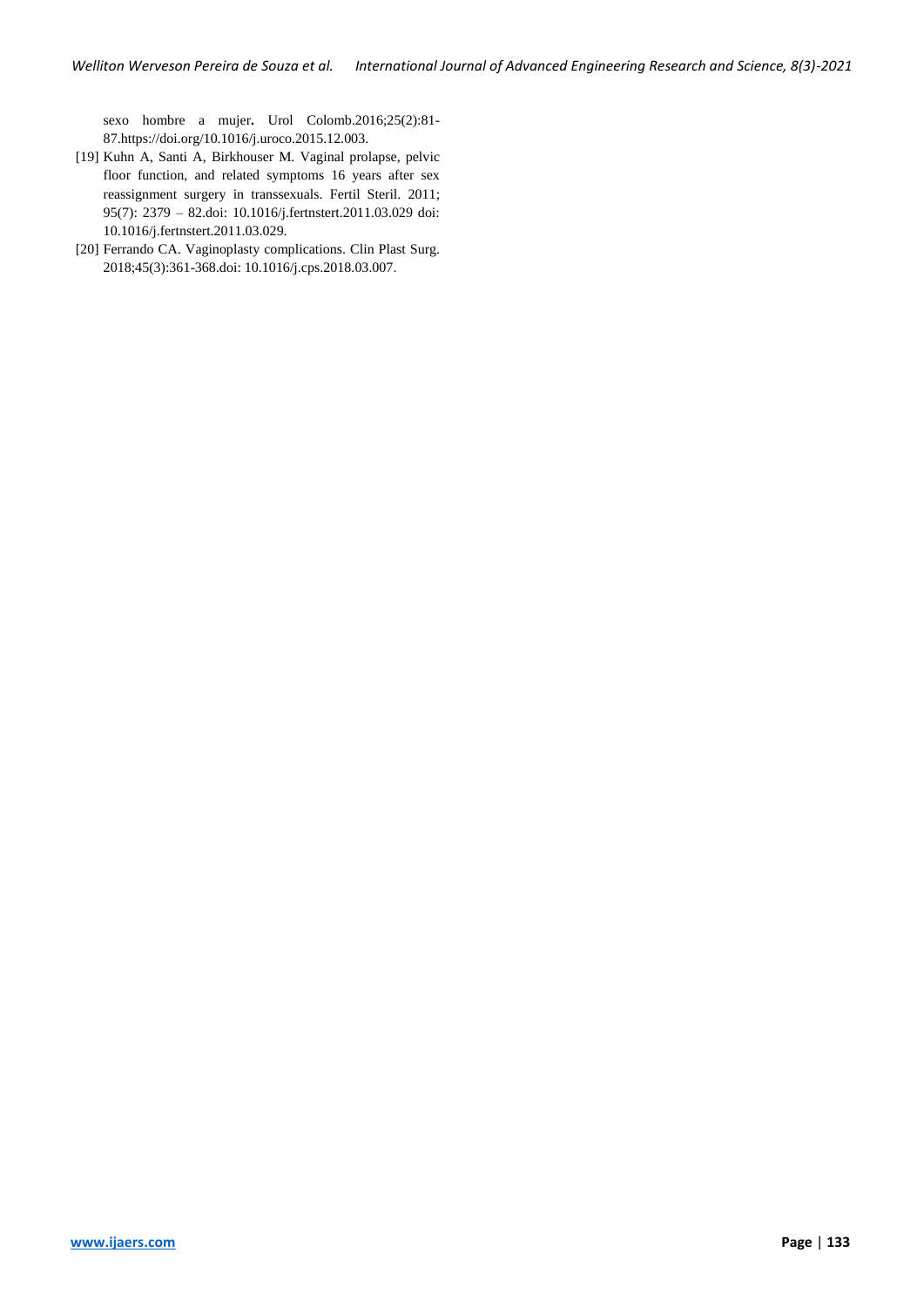sexo hombre a mujer**.** Urol Colomb.2016;25(2):81-87.https://doi.org/10.1016/j.uroco.2015.12.003.

[19] Kuhn A, Santi A, Birkhouser M. Vaginal prolapse, pelvic floor function, and related symptoms 16 years after sex reassignment surgery in transsexuals. Fertil Steril. 2011; 95(7): 2379 – 82.doi: 10.1016/j.fertnstert.2011.03.029 doi: 10.1016/j.fertnstert.2011.03.029.

[20] Ferrando CA. Vaginoplasty complications. Clin Plast Surg. 2018;45(3):361-368.doi: 10.1016/j.cps.2018.03.007.